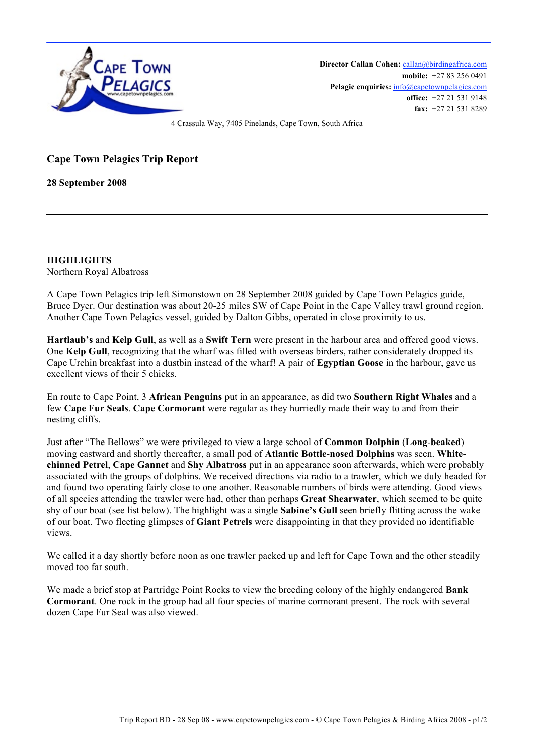**Director Callan Cohen:** callan@birdingafrica.com
**mobile:** +27 83 256 0491
**Pelagic enquiries:** info@capetownpelagics.com
**office:** +27 21 531 9148
**fax:** +27 21 531 8289

4 Crassula Way, 7405 Pinelands, Cape Town, South Africa

## Cape Town Pelagics Trip Report

**28 September 2008**

---

**HIGHLIGHTS**
Northern Royal Albatross

A Cape Town Pelagics trip left Simonstown on 28 September 2008 guided by Cape Town Pelagics guide, Bruce Dyer. Our destination was about 20-25 miles SW of Cape Point in the Cape Valley trawl ground region. Another Cape Town Pelagics vessel, guided by Dalton Gibbs, operated in close proximity to us.

**Hartlaub's** and **Kelp Gull**, as well as a **Swift Tern** were present in the harbour area and offered good views. One **Kelp Gull**, recognizing that the wharf was filled with overseas birders, rather considerately dropped its Cape Urchin breakfast into a dustbin instead of the wharf! A pair of **Egyptian Goose** in the harbour, gave us excellent views of their 5 chicks.

En route to Cape Point, 3 **African Penguins** put in an appearance, as did two **Southern Right Whales** and a few **Cape Fur Seals**. **Cape Cormorant** were regular as they hurriedly made their way to and from their nesting cliffs.

Just after "The Bellows" we were privileged to view a large school of **Common Dolphin** (**Long-beaked**) moving eastward and shortly thereafter, a small pod of **Atlantic Bottle-nosed Dolphins** was seen. **White-chinned Petrel**, **Cape Gannet** and **Shy Albatross** put in an appearance soon afterwards, which were probably associated with the groups of dolphins. We received directions via radio to a trawler, which we duly headed for and found two operating fairly close to one another. Reasonable numbers of birds were attending. Good views of all species attending the trawler were had, other than perhaps **Great Shearwater**, which seemed to be quite shy of our boat (see list below). The highlight was a single **Sabine's Gull** seen briefly flitting across the wake of our boat. Two fleeting glimpses of **Giant Petrels** were disappointing in that they provided no identifiable views.

We called it a day shortly before noon as one trawler packed up and left for Cape Town and the other steadily moved too far south.

We made a brief stop at Partridge Point Rocks to view the breeding colony of the highly endangered **Bank Cormorant**. One rock in the group had all four species of marine cormorant present. The rock with several dozen Cape Fur Seal was also viewed.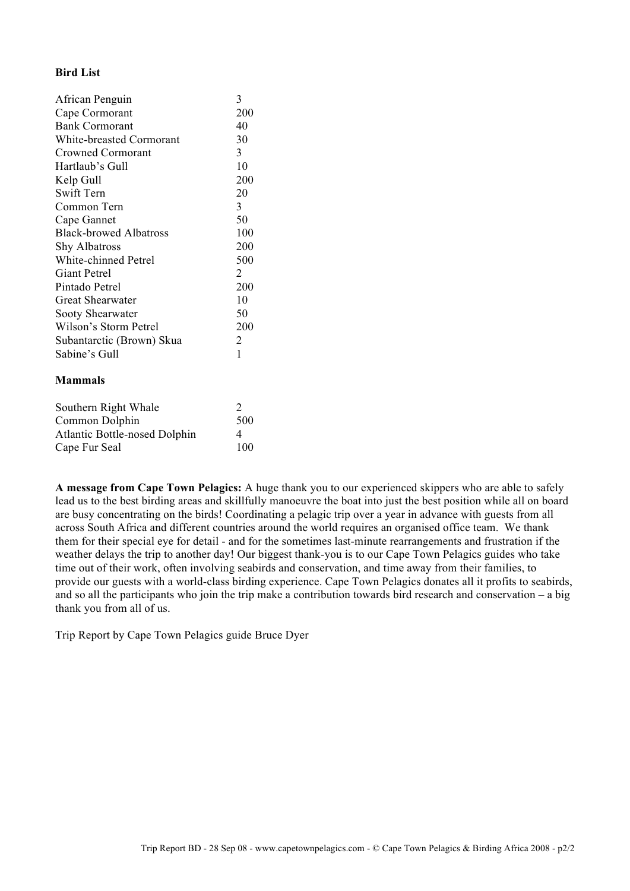**Bird List**

| | |
|---|---|
| African Penguin | 3 |
| Cape Cormorant | 200 |
| Bank Cormorant | 40 |
| White-breasted Cormorant | 30 |
| Crowned Cormorant | 3 |
| Hartlaub's Gull | 10 |
| Kelp Gull | 200 |
| Swift Tern | 20 |
| Common Tern | 3 |
| Cape Gannet | 50 |
| Black-browed Albatross | 100 |
| Shy Albatross | 200 |
| White-chinned Petrel | 500 |
| Giant Petrel | 2 |
| Pintado Petrel | 200 |
| Great Shearwater | 10 |
| Sooty Shearwater | 50 |
| Wilson's Storm Petrel | 200 |
| Subantarctic (Brown) Skua | 2 |
| Sabine's Gull | 1 |

**Mammals**

| | |
|---|---|
| Southern Right Whale | 2 |
| Common Dolphin | 500 |
| Atlantic Bottle-nosed Dolphin | 4 |
| Cape Fur Seal | 100 |

**A message from Cape Town Pelagics:** A huge thank you to our experienced skippers who are able to safely lead us to the best birding areas and skillfully manoeuvre the boat into just the best position while all on board are busy concentrating on the birds! Coordinating a pelagic trip over a year in advance with guests from all across South Africa and different countries around the world requires an organised office team. We thank them for their special eye for detail - and for the sometimes last-minute rearrangements and frustration if the weather delays the trip to another day! Our biggest thank-you is to our Cape Town Pelagics guides who take time out of their work, often involving seabirds and conservation, and time away from their families, to provide our guests with a world-class birding experience. Cape Town Pelagics donates all it profits to seabirds, and so all the participants who join the trip make a contribution towards bird research and conservation – a big thank you from all of us.

Trip Report by Cape Town Pelagics guide Bruce Dyer